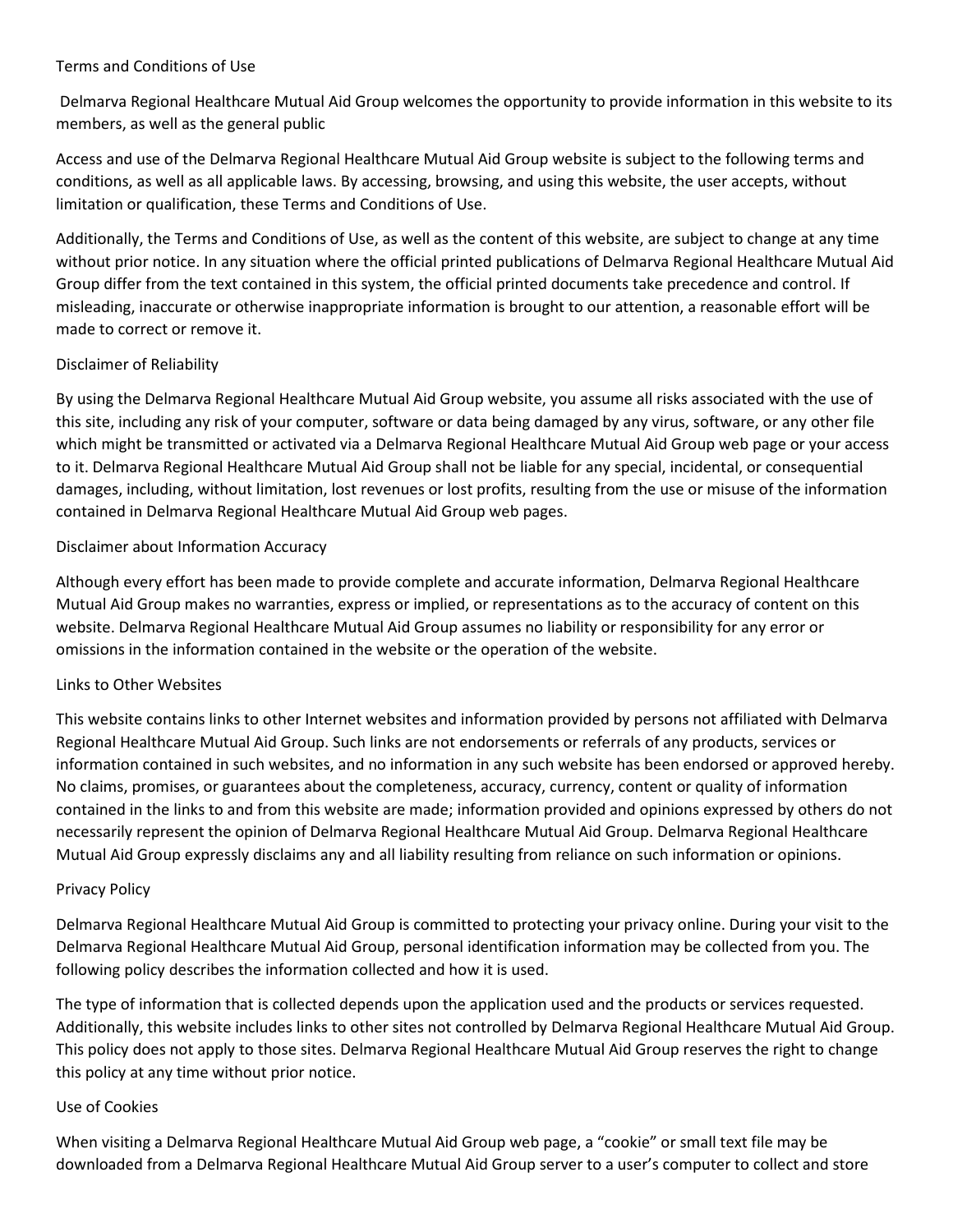# Terms and Conditions of Use

Delmarva Regional Healthcare Mutual Aid Group welcomes the opportunity to provide information in this website to its members, as well as the general public

Access and use of the Delmarva Regional Healthcare Mutual Aid Group website is subject to the following terms and conditions, as well as all applicable laws. By accessing, browsing, and using this website, the user accepts, without limitation or qualification, these Terms and Conditions of Use.

Additionally, the Terms and Conditions of Use, as well as the content of this website, are subject to change at any time without prior notice. In any situation where the official printed publications of Delmarva Regional Healthcare Mutual Aid Group differ from the text contained in this system, the official printed documents take precedence and control. If misleading, inaccurate or otherwise inappropriate information is brought to our attention, a reasonable effort will be made to correct or remove it.

## Disclaimer of Reliability

By using the Delmarva Regional Healthcare Mutual Aid Group website, you assume all risks associated with the use of this site, including any risk of your computer, software or data being damaged by any virus, software, or any other file which might be transmitted or activated via a Delmarva Regional Healthcare Mutual Aid Group web page or your access to it. Delmarva Regional Healthcare Mutual Aid Group shall not be liable for any special, incidental, or consequential damages, including, without limitation, lost revenues or lost profits, resulting from the use or misuse of the information contained in Delmarva Regional Healthcare Mutual Aid Group web pages.

## Disclaimer about Information Accuracy

Although every effort has been made to provide complete and accurate information, Delmarva Regional Healthcare Mutual Aid Group makes no warranties, express or implied, or representations as to the accuracy of content on this website. Delmarva Regional Healthcare Mutual Aid Group assumes no liability or responsibility for any error or omissions in the information contained in the website or the operation of the website.

## Links to Other Websites

This website contains links to other Internet websites and information provided by persons not affiliated with Delmarva Regional Healthcare Mutual Aid Group. Such links are not endorsements or referrals of any products, services or information contained in such websites, and no information in any such website has been endorsed or approved hereby. No claims, promises, or guarantees about the completeness, accuracy, currency, content or quality of information contained in the links to and from this website are made; information provided and opinions expressed by others do not necessarily represent the opinion of Delmarva Regional Healthcare Mutual Aid Group. Delmarva Regional Healthcare Mutual Aid Group expressly disclaims any and all liability resulting from reliance on such information or opinions.

## Privacy Policy

Delmarva Regional Healthcare Mutual Aid Group is committed to protecting your privacy online. During your visit to the Delmarva Regional Healthcare Mutual Aid Group, personal identification information may be collected from you. The following policy describes the information collected and how it is used.

The type of information that is collected depends upon the application used and the products or services requested. Additionally, this website includes links to other sites not controlled by Delmarva Regional Healthcare Mutual Aid Group. This policy does not apply to those sites. Delmarva Regional Healthcare Mutual Aid Group reserves the right to change this policy at any time without prior notice.

## Use of Cookies

When visiting a Delmarva Regional Healthcare Mutual Aid Group web page, a “cookie” or small text file may be downloaded from a Delmarva Regional Healthcare Mutual Aid Group server to a user’s computer to collect and store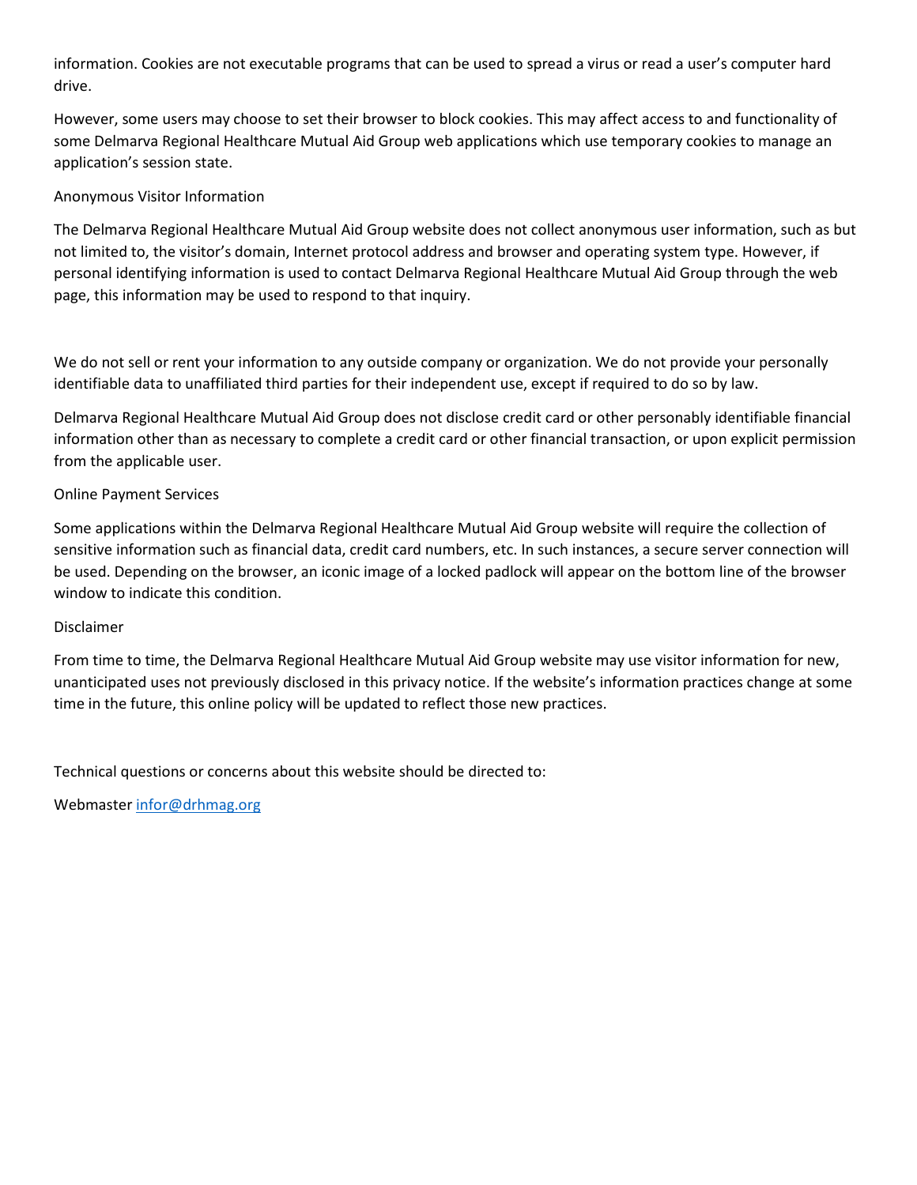information. Cookies are not executable programs that can be used to spread a virus or read a user's computer hard drive.

However, some users may choose to set their browser to block cookies. This may affect access to and functionality of some Delmarva Regional Healthcare Mutual Aid Group web applications which use temporary cookies to manage an application's session state.

## Anonymous Visitor Information

The Delmarva Regional Healthcare Mutual Aid Group website does not collect anonymous user information, such as but not limited to, the visitor's domain, Internet protocol address and browser and operating system type. However, if personal identifying information is used to contact Delmarva Regional Healthcare Mutual Aid Group through the web page, this information may be used to respond to that inquiry.

We do not sell or rent your information to any outside company or organization. We do not provide your personally identifiable data to unaffiliated third parties for their independent use, except if required to do so by law.

Delmarva Regional Healthcare Mutual Aid Group does not disclose credit card or other personably identifiable financial information other than as necessary to complete a credit card or other financial transaction, or upon explicit permission from the applicable user.

## Online Payment Services

Some applications within the Delmarva Regional Healthcare Mutual Aid Group website will require the collection of sensitive information such as financial data, credit card numbers, etc. In such instances, a secure server connection will be used. Depending on the browser, an iconic image of a locked padlock will appear on the bottom line of the browser window to indicate this condition.

## Disclaimer

From time to time, the Delmarva Regional Healthcare Mutual Aid Group website may use visitor information for new, unanticipated uses not previously disclosed in this privacy notice. If the website's information practices change at some time in the future, this online policy will be updated to reflect those new practices.

Technical questions or concerns about this website should be directed to:

Webmaster [infor@drhmag.org](mailto:infor@drhmag.org)